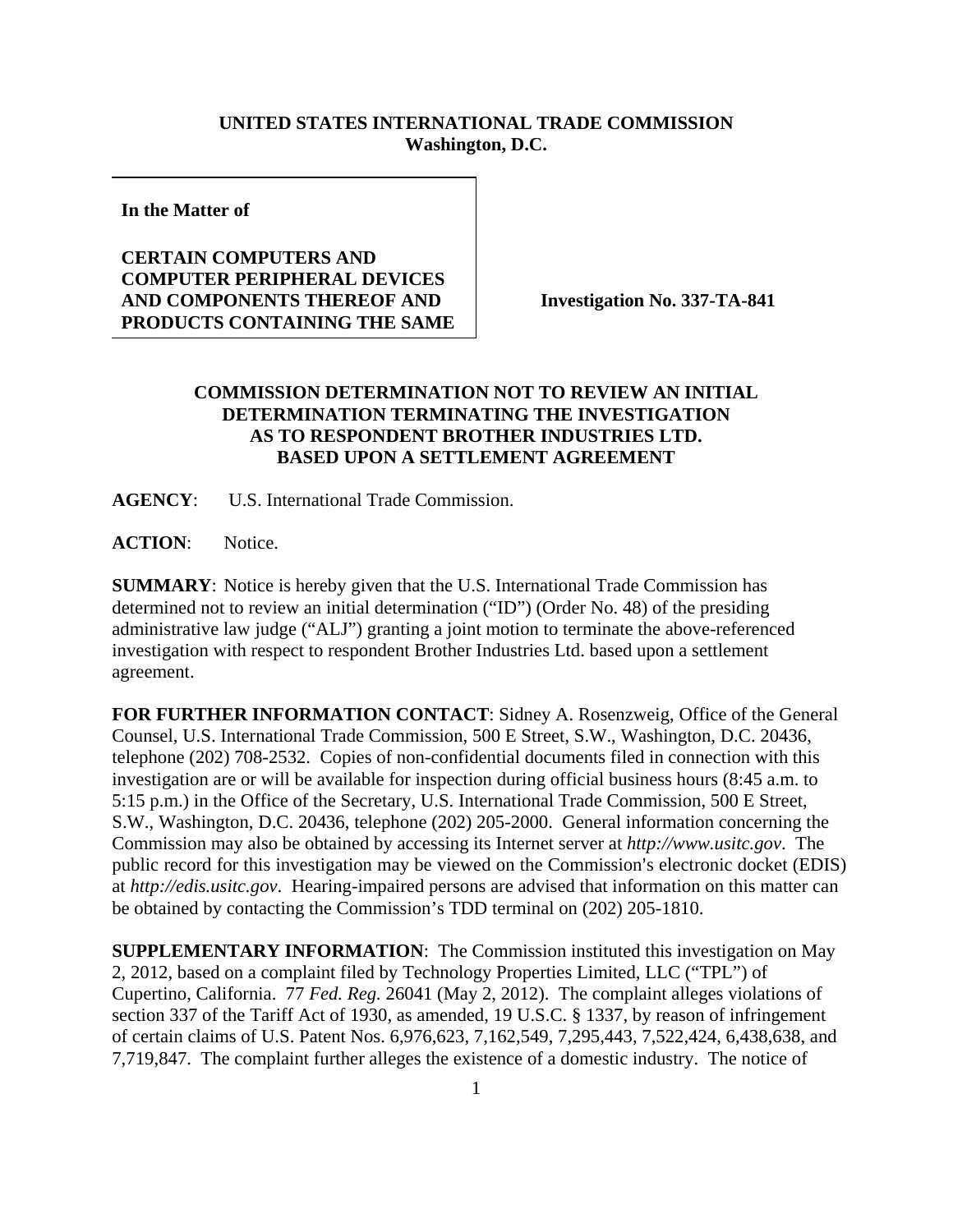**UNITED STATES INTERNATIONAL TRADE COMMISSION**
**Washington, D.C.**

| | |
|---|---|
| **In the Matter of**<br><br>**CERTAIN COMPUTERS AND COMPUTER PERIPHERAL DEVICES AND COMPONENTS THEREOF AND PRODUCTS CONTAINING THE SAME** | **Investigation No. 337-TA-841** |

**COMMISSION DETERMINATION NOT TO REVIEW AN INITIAL DETERMINATION TERMINATING THE INVESTIGATION AS TO RESPONDENT BROTHER INDUSTRIES LTD. BASED UPON A SETTLEMENT AGREEMENT**

**AGENCY**: U.S. International Trade Commission.

**ACTION**: Notice.

**SUMMARY**: Notice is hereby given that the U.S. International Trade Commission has determined not to review an initial determination ("ID") (Order No. 48) of the presiding administrative law judge ("ALJ") granting a joint motion to terminate the above-referenced investigation with respect to respondent Brother Industries Ltd. based upon a settlement agreement.

**FOR FURTHER INFORMATION CONTACT**: Sidney A. Rosenzweig, Office of the General Counsel, U.S. International Trade Commission, 500 E Street, S.W., Washington, D.C. 20436, telephone (202) 708-2532. Copies of non-confidential documents filed in connection with this investigation are or will be available for inspection during official business hours (8:45 a.m. to 5:15 p.m.) in the Office of the Secretary, U.S. International Trade Commission, 500 E Street, S.W., Washington, D.C. 20436, telephone (202) 205-2000. General information concerning the Commission may also be obtained by accessing its Internet server at *http://www.usitc.gov*. The public record for this investigation may be viewed on the Commission's electronic docket (EDIS) at *http://edis.usitc.gov*. Hearing-impaired persons are advised that information on this matter can be obtained by contacting the Commission's TDD terminal on (202) 205-1810.

**SUPPLEMENTARY INFORMATION**: The Commission instituted this investigation on May 2, 2012, based on a complaint filed by Technology Properties Limited, LLC ("TPL") of Cupertino, California. 77 *Fed. Reg.* 26041 (May 2, 2012). The complaint alleges violations of section 337 of the Tariff Act of 1930, as amended, 19 U.S.C. § 1337, by reason of infringement of certain claims of U.S. Patent Nos. 6,976,623, 7,162,549, 7,295,443, 7,522,424, 6,438,638, and 7,719,847. The complaint further alleges the existence of a domestic industry. The notice of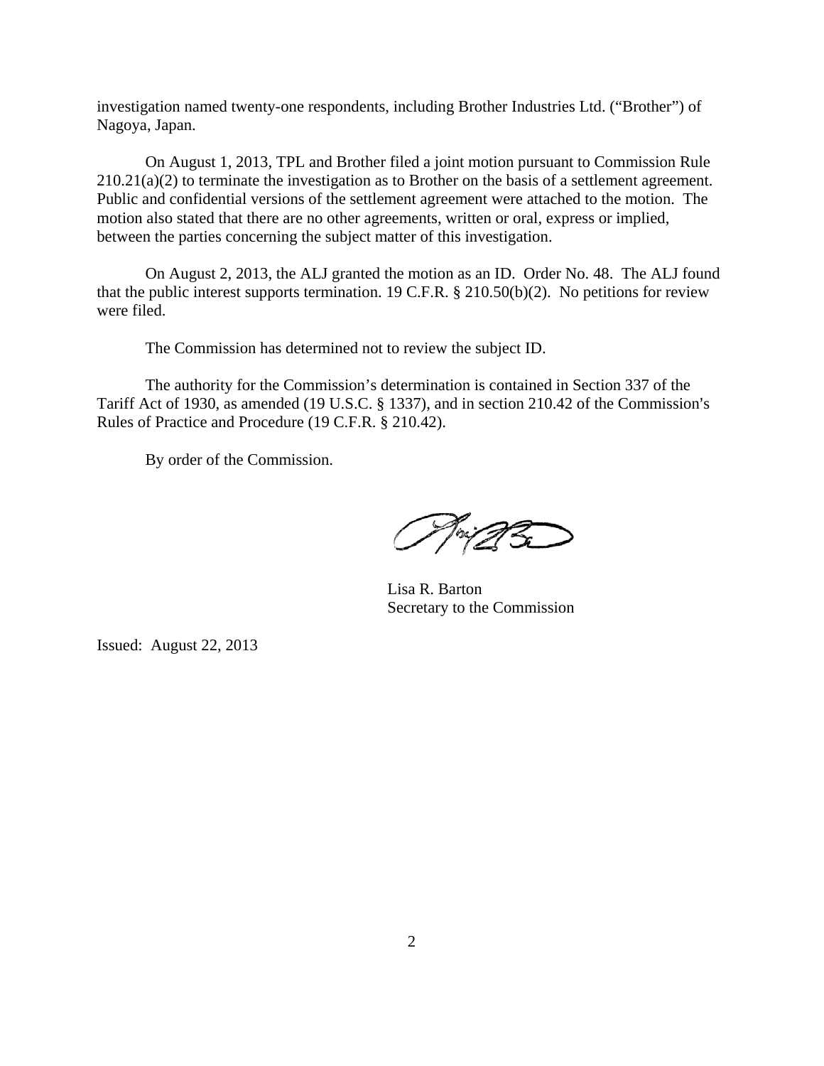investigation named twenty-one respondents, including Brother Industries Ltd. ("Brother") of Nagoya, Japan.

On August 1, 2013, TPL and Brother filed a joint motion pursuant to Commission Rule 210.21(a)(2) to terminate the investigation as to Brother on the basis of a settlement agreement. Public and confidential versions of the settlement agreement were attached to the motion. The motion also stated that there are no other agreements, written or oral, express or implied, between the parties concerning the subject matter of this investigation.

On August 2, 2013, the ALJ granted the motion as an ID. Order No. 48. The ALJ found that the public interest supports termination. 19 C.F.R. § 210.50(b)(2). No petitions for review were filed.

The Commission has determined not to review the subject ID.

The authority for the Commission's determination is contained in Section 337 of the Tariff Act of 1930, as amended (19 U.S.C. § 1337), and in section 210.42 of the Commission's Rules of Practice and Procedure (19 C.F.R. § 210.42).

By order of the Commission.

Lisa R. Barton
Secretary to the Commission

Issued: August 22, 2013